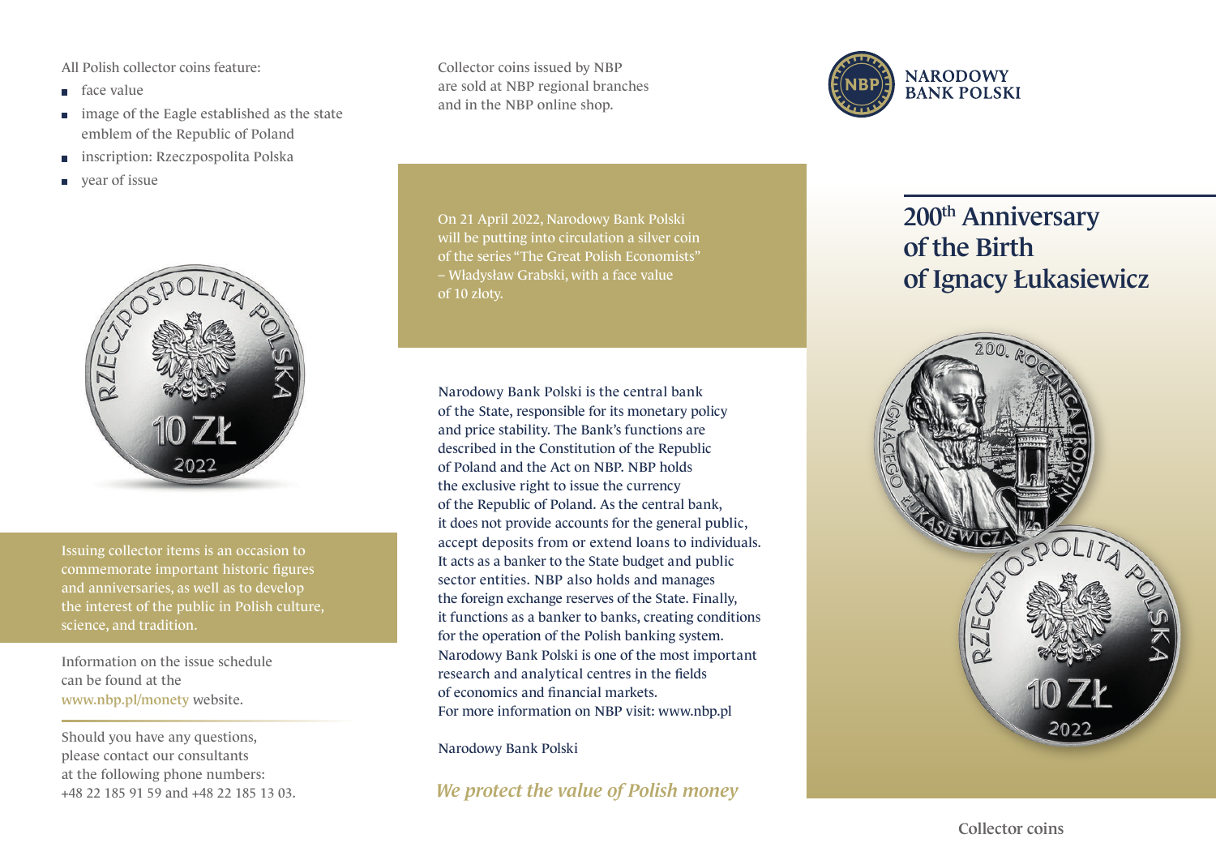# 200th Anniversary of the Birth of Ignacy Łukasiewicz

Collector coins

NARODOWY BANK POLSKI

All Polish collector coins feature:

- face value
- image of the Eagle established as the state emblem of the Republic of Poland
- inscription: Rzeczpospolita Polska
- year of issue

Issuing collector items is an occasion to commemorate important historic figures and anniversaries, as well as to develop the interest of the public in Polish culture, science, and tradition.

Information on the issue schedule can be found at the www.nbp.pl/monety website.

Should you have any questions, please contact our consultants at the following phone numbers: +48 22 185 91 59 and +48 22 185 13 03.

Collector coins issued by NBP are sold at NBP regional branches and in the NBP online shop.

On 21 April 2022, Narodowy Bank Polski will be putting into circulation a silver coin of the series "The Great Polish Economists" – Władysław Grabski, with a face value of 10 złoty.

Narodowy Bank Polski is the central bank of the State, responsible for its monetary policy and price stability. The Bank's functions are described in the Constitution of the Republic of Poland and the Act on NBP. NBP holds the exclusive right to issue the currency of the Republic of Poland. As the central bank, it does not provide accounts for the general public, accept deposits from or extend loans to individuals. It acts as a banker to the State budget and public sector entities. NBP also holds and manages the foreign exchange reserves of the State. Finally, it functions as a banker to banks, creating conditions for the operation of the Polish banking system. Narodowy Bank Polski is one of the most important research and analytical centres in the fields of economics and financial markets.
For more information on NBP visit: www.nbp.pl

Narodowy Bank Polski

*We protect the value of Polish money*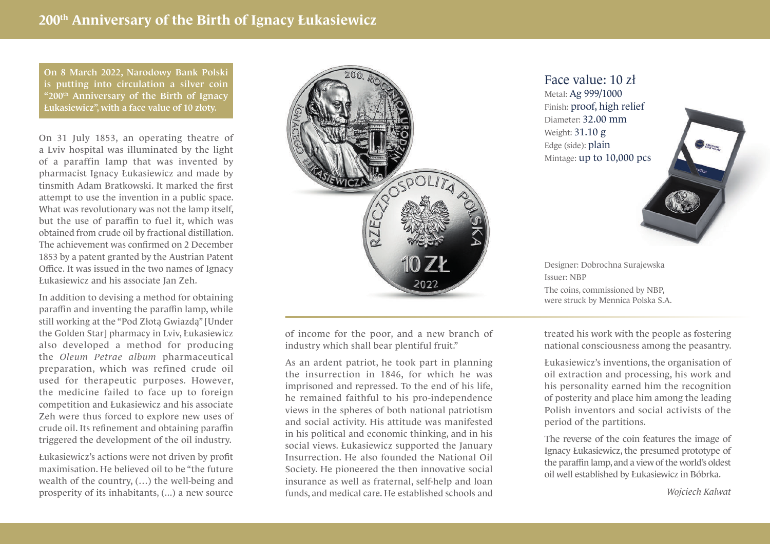# 200th Anniversary of the Birth of Ignacy Łukasiewicz

**On 8 March 2022, Narodowy Bank Polski is putting into circulation a silver coin "200th Anniversary of the Birth of Ignacy Łukasiewicz", with a face value of 10 złoty.**

On 31 July 1853, an operating theatre of a Lviv hospital was illuminated by the light of a paraffin lamp that was invented by pharmacist Ignacy Łukasiewicz and made by tinsmith Adam Bratkowski. It marked the first attempt to use the invention in a public space. What was revolutionary was not the lamp itself, but the use of paraffin to fuel it, which was obtained from crude oil by fractional distillation. The achievement was confirmed on 2 December 1853 by a patent granted by the Austrian Patent Office. It was issued in the two names of Ignacy Łukasiewicz and his associate Jan Zeh.

In addition to devising a method for obtaining paraffin and inventing the paraffin lamp, while still working at the "Pod Złotą Gwiazdą" [Under the Golden Star] pharmacy in Lviv, Łukasiewicz also developed a method for producing the *Oleum Petrae album* pharmaceutical preparation, which was refined crude oil used for therapeutic purposes. However, the medicine failed to face up to foreign competition and Łukasiewicz and his associate Zeh were thus forced to explore new uses of crude oil. Its refinement and obtaining paraffin triggered the development of the oil industry.

Łukasiewicz's actions were not driven by profit maximisation. He believed oil to be "the future wealth of the country, (…) the well-being and prosperity of its inhabitants, (...) a new source of income for the poor, and a new branch of industry which shall bear plentiful fruit."

As an ardent patriot, he took part in planning the insurrection in 1846, for which he was imprisoned and repressed. To the end of his life, he remained faithful to his pro-independence views in the spheres of both national patriotism and social activity. His attitude was manifested in his political and economic thinking, and in his social views. Łukasiewicz supported the January Insurrection. He also founded the National Oil Society. He pioneered the then innovative social insurance as well as fraternal, self-help and loan funds, and medical care. He established schools and treated his work with the people as fostering national consciousness among the peasantry.

Łukasiewicz's inventions, the organisation of oil extraction and processing, his work and his personality earned him the recognition of posterity and place him among the leading Polish inventors and social activists of the period of the partitions.

The reverse of the coin features the image of Ignacy Łukasiewicz, the presumed prototype of the paraffin lamp, and a view of the world's oldest oil well established by Łukasiewicz in Bóbrka.

*Wojciech Kalwat*

Face value: 10 zł
Metal: Ag 999/1000
Finish: proof, high relief
Diameter: 32.00 mm
Weight: 31.10 g
Edge (side): plain
Mintage: up to 10,000 pcs

Designer: Dobrochna Surajewska
Issuer: NBP
The coins, commissioned by NBP, were struck by Mennica Polska S.A.